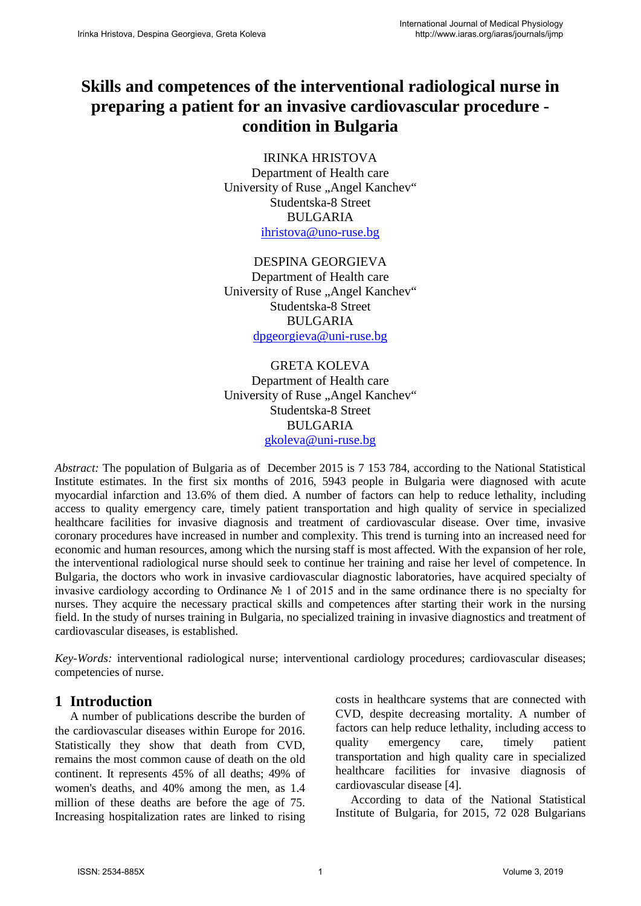# Skills and competences of the interventional radiological nurse in preparing a patient for an invasive cardiovascular procedure - condition in Bulgaria

IRINKA HRISTOVA
Department of Health care
University of Ruse „Angel Kanchev“
Studentska-8 Street
BULGARIA
ihristova@uno-ruse.bg

DESPINA GEORGIEVA
Department of Health care
University of Ruse „Angel Kanchev“
Studentska-8 Street
BULGARIA
dpgeorgieva@uni-ruse.bg

GRETA KOLEVA
Department of Health care
University of Ruse „Angel Kanchev“
Studentska-8 Street
BULGARIA
gkoleva@uni-ruse.bg

*Abstract:* The population of Bulgaria as of December 2015 is 7 153 784, according to the National Statistical Institute estimates. In the first six months of 2016, 5943 people in Bulgaria were diagnosed with acute myocardial infarction and 13.6% of them died. A number of factors can help to reduce lethality, including access to quality emergency care, timely patient transportation and high quality of service in specialized healthcare facilities for invasive diagnosis and treatment of cardiovascular disease. Over time, invasive coronary procedures have increased in number and complexity. This trend is turning into an increased need for economic and human resources, among which the nursing staff is most affected. With the expansion of her role, the interventional radiological nurse should seek to continue her training and raise her level of competence. In Bulgaria, the doctors who work in invasive cardiovascular diagnostic laboratories, have acquired specialty of invasive cardiology according to Ordinance № 1 of 2015 and in the same ordinance there is no specialty for nurses. They acquire the necessary practical skills and competences after starting their work in the nursing field. In the study of nurses training in Bulgaria, no specialized training in invasive diagnostics and treatment of cardiovascular diseases, is established.

*Key-Words:* interventional radiological nurse; interventional cardiology procedures; cardiovascular diseases; competencies of nurse.

## 1 Introduction

A number of publications describe the burden of the cardiovascular diseases within Europe for 2016. Statistically they show that death from CVD, remains the most common cause of death on the old continent. It represents 45% of all deaths; 49% of women's deaths, and 40% among the men, as 1.4 million of these deaths are before the age of 75. Increasing hospitalization rates are linked to rising costs in healthcare systems that are connected with CVD, despite decreasing mortality. A number of factors can help reduce lethality, including access to quality emergency care, timely patient transportation and high quality care in specialized healthcare facilities for invasive diagnosis of cardiovascular disease [4].

According to data of the National Statistical Institute of Bulgaria, for 2015, 72 028 Bulgarians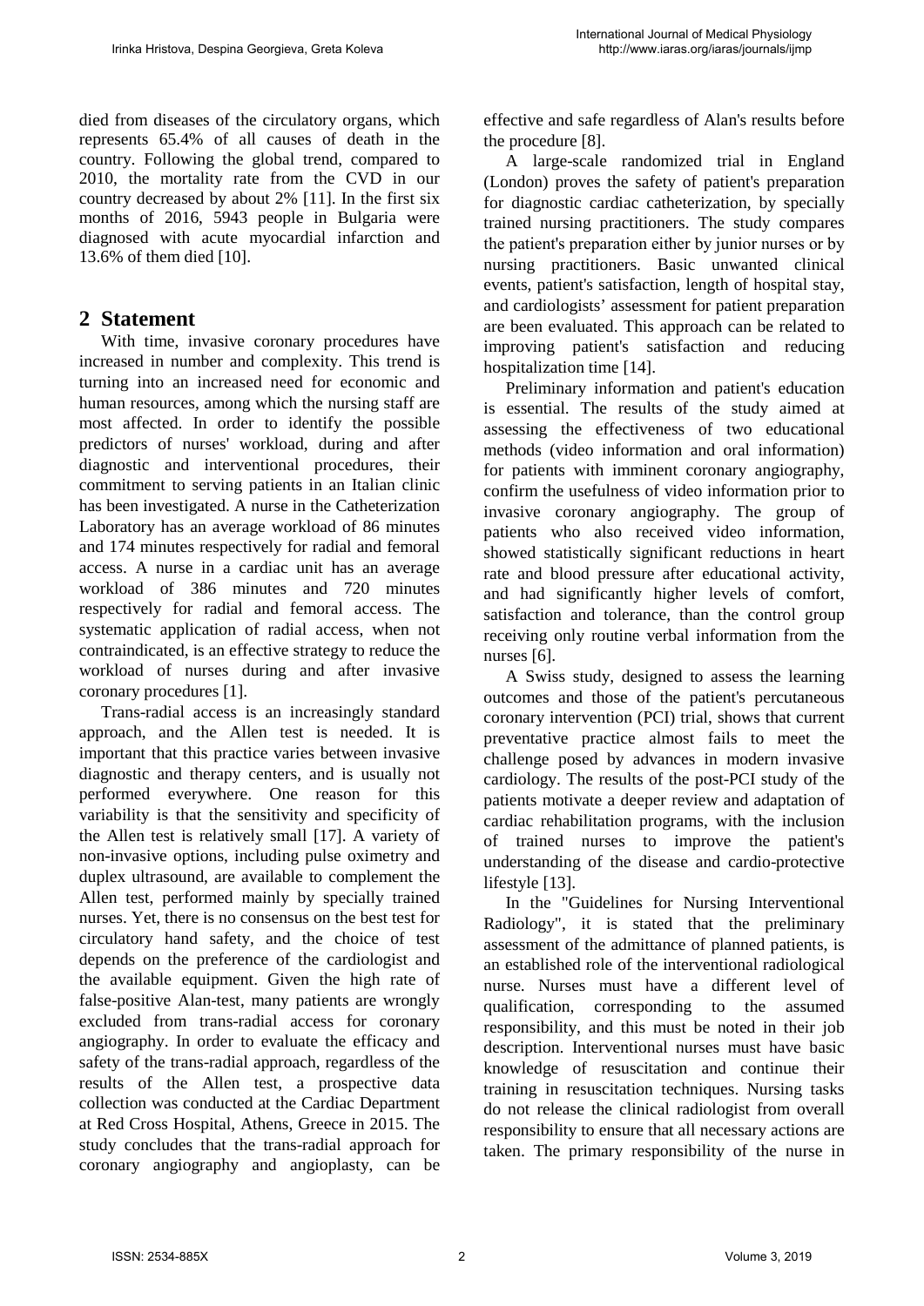died from diseases of the circulatory organs, which represents 65.4% of all causes of death in the country. Following the global trend, compared to 2010, the mortality rate from the CVD in our country decreased by about 2% [11]. In the first six months of 2016, 5943 people in Bulgaria were diagnosed with acute myocardial infarction and 13.6% of them died [10].

## 2 Statement

With time, invasive coronary procedures have increased in number and complexity. This trend is turning into an increased need for economic and human resources, among which the nursing staff are most affected. In order to identify the possible predictors of nurses' workload, during and after diagnostic and interventional procedures, their commitment to serving patients in an Italian clinic has been investigated. A nurse in the Catheterization Laboratory has an average workload of 86 minutes and 174 minutes respectively for radial and femoral access. A nurse in a cardiac unit has an average workload of 386 minutes and 720 minutes respectively for radial and femoral access. The systematic application of radial access, when not contraindicated, is an effective strategy to reduce the workload of nurses during and after invasive coronary procedures [1].

Trans-radial access is an increasingly standard approach, and the Allen test is needed. It is important that this practice varies between invasive diagnostic and therapy centers, and is usually not performed everywhere. One reason for this variability is that the sensitivity and specificity of the Allen test is relatively small [17]. A variety of non-invasive options, including pulse oximetry and duplex ultrasound, are available to complement the Allen test, performed mainly by specially trained nurses. Yet, there is no consensus on the best test for circulatory hand safety, and the choice of test depends on the preference of the cardiologist and the available equipment. Given the high rate of false-positive Alan-test, many patients are wrongly excluded from trans-radial access for coronary angiography. In order to evaluate the efficacy and safety of the trans-radial approach, regardless of the results of the Allen test, a prospective data collection was conducted at the Cardiac Department at Red Cross Hospital, Athens, Greece in 2015. The study concludes that the trans-radial approach for coronary angiography and angioplasty, can be effective and safe regardless of Alan's results before the procedure [8].

A large-scale randomized trial in England (London) proves the safety of patient's preparation for diagnostic cardiac catheterization, by specially trained nursing practitioners. The study compares the patient's preparation either by junior nurses or by nursing practitioners. Basic unwanted clinical events, patient's satisfaction, length of hospital stay, and cardiologists' assessment for patient preparation are been evaluated. This approach can be related to improving patient's satisfaction and reducing hospitalization time [14].

Preliminary information and patient's education is essential. The results of the study aimed at assessing the effectiveness of two educational methods (video information and oral information) for patients with imminent coronary angiography, confirm the usefulness of video information prior to invasive coronary angiography. The group of patients who also received video information, showed statistically significant reductions in heart rate and blood pressure after educational activity, and had significantly higher levels of comfort, satisfaction and tolerance, than the control group receiving only routine verbal information from the nurses [6].

A Swiss study, designed to assess the learning outcomes and those of the patient's percutaneous coronary intervention (PCI) trial, shows that current preventative practice almost fails to meet the challenge posed by advances in modern invasive cardiology. The results of the post-PCI study of the patients motivate a deeper review and adaptation of cardiac rehabilitation programs, with the inclusion of trained nurses to improve the patient's understanding of the disease and cardio-protective lifestyle [13].

In the "Guidelines for Nursing Interventional Radiology", it is stated that the preliminary assessment of the admittance of planned patients, is an established role of the interventional radiological nurse. Nurses must have a different level of qualification, corresponding to the assumed responsibility, and this must be noted in their job description. Interventional nurses must have basic knowledge of resuscitation and continue their training in resuscitation techniques. Nursing tasks do not release the clinical radiologist from overall responsibility to ensure that all necessary actions are taken. The primary responsibility of the nurse in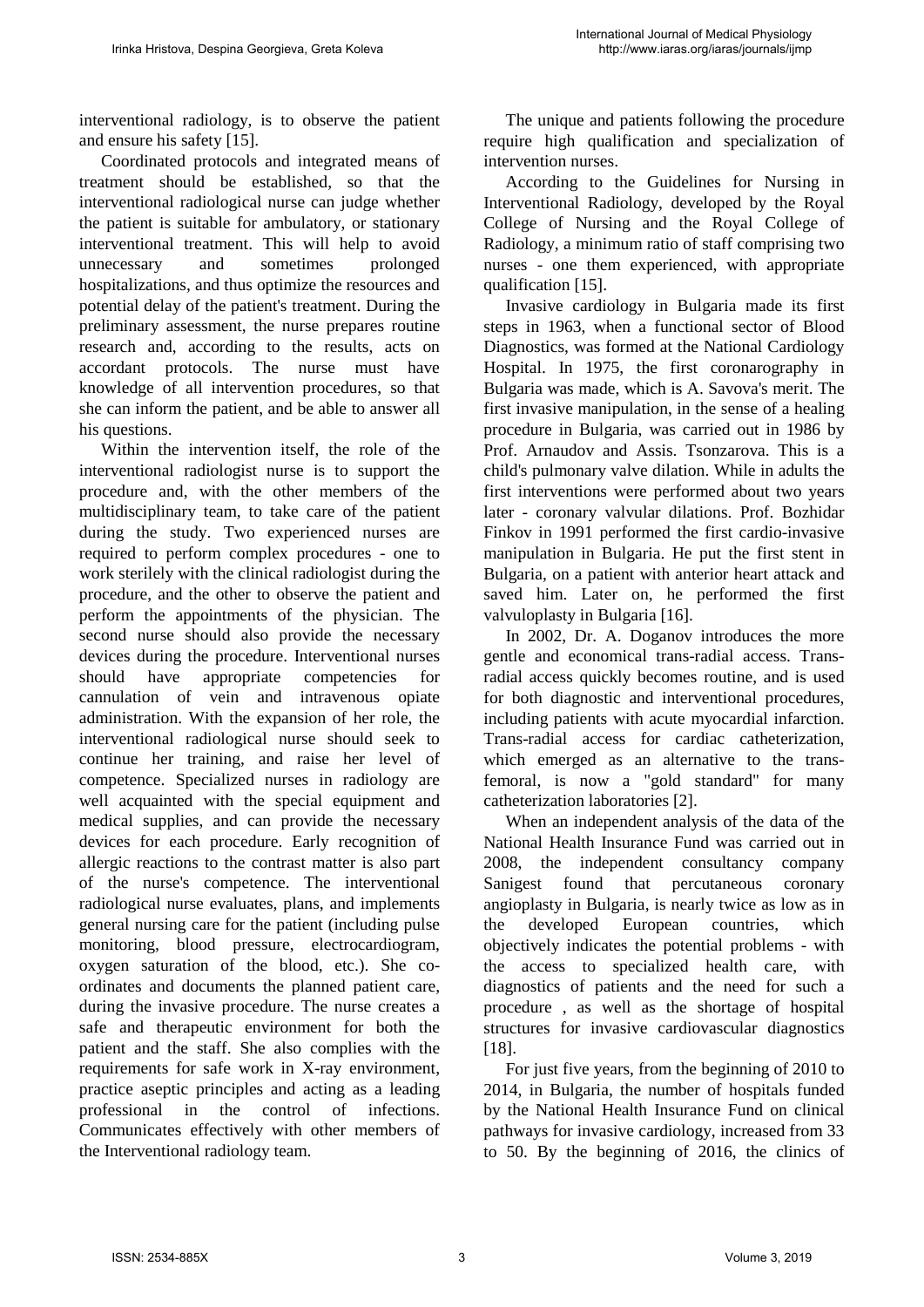interventional radiology, is to observe the patient and ensure his safety [15].

Coordinated protocols and integrated means of treatment should be established, so that the interventional radiological nurse can judge whether the patient is suitable for ambulatory, or stationary interventional treatment. This will help to avoid unnecessary and sometimes prolonged hospitalizations, and thus optimize the resources and potential delay of the patient's treatment. During the preliminary assessment, the nurse prepares routine research and, according to the results, acts on accordant protocols. The nurse must have knowledge of all intervention procedures, so that she can inform the patient, and be able to answer all his questions.

Within the intervention itself, the role of the interventional radiologist nurse is to support the procedure and, with the other members of the multidisciplinary team, to take care of the patient during the study. Two experienced nurses are required to perform complex procedures - one to work sterilely with the clinical radiologist during the procedure, and the other to observe the patient and perform the appointments of the physician. The second nurse should also provide the necessary devices during the procedure. Interventional nurses should have appropriate competencies for cannulation of vein and intravenous opiate administration. With the expansion of her role, the interventional radiological nurse should seek to continue her training, and raise her level of competence. Specialized nurses in radiology are well acquainted with the special equipment and medical supplies, and can provide the necessary devices for each procedure. Early recognition of allergic reactions to the contrast matter is also part of the nurse's competence. The interventional radiological nurse evaluates, plans, and implements general nursing care for the patient (including pulse monitoring, blood pressure, electrocardiogram, oxygen saturation of the blood, etc.). She co-ordinates and documents the planned patient care, during the invasive procedure. The nurse creates a safe and therapeutic environment for both the patient and the staff. She also complies with the requirements for safe work in X-ray environment, practice aseptic principles and acting as a leading professional in the control of infections. Communicates effectively with other members of the Interventional radiology team.

The unique and patients following the procedure require high qualification and specialization of intervention nurses.

According to the Guidelines for Nursing in Interventional Radiology, developed by the Royal College of Nursing and the Royal College of Radiology, a minimum ratio of staff comprising two nurses - one them experienced, with appropriate qualification [15].

Invasive cardiology in Bulgaria made its first steps in 1963, when a functional sector of Blood Diagnostics, was formed at the National Cardiology Hospital. In 1975, the first coronarography in Bulgaria was made, which is A. Savova's merit. The first invasive manipulation, in the sense of a healing procedure in Bulgaria, was carried out in 1986 by Prof. Arnaudov and Assis. Tsonzarova. This is a child's pulmonary valve dilation. While in adults the first interventions were performed about two years later - coronary valvular dilations. Prof. Bozhidar Finkov in 1991 performed the first cardio-invasive manipulation in Bulgaria. He put the first stent in Bulgaria, on a patient with anterior heart attack and saved him. Later on, he performed the first valvuloplasty in Bulgaria [16].

In 2002, Dr. A. Doganov introduces the more gentle and economical trans-radial access. Trans-radial access quickly becomes routine, and is used for both diagnostic and interventional procedures, including patients with acute myocardial infarction. Trans-radial access for cardiac catheterization, which emerged as an alternative to the trans-femoral, is now a "gold standard" for many catheterization laboratories [2].

When an independent analysis of the data of the National Health Insurance Fund was carried out in 2008, the independent consultancy company Sanigest found that percutaneous coronary angioplasty in Bulgaria, is nearly twice as low as in the developed European countries, which objectively indicates the potential problems - with the access to specialized health care, with diagnostics of patients and the need for such a procedure , as well as the shortage of hospital structures for invasive cardiovascular diagnostics [18].

For just five years, from the beginning of 2010 to 2014, in Bulgaria, the number of hospitals funded by the National Health Insurance Fund on clinical pathways for invasive cardiology, increased from 33 to 50. By the beginning of 2016, the clinics of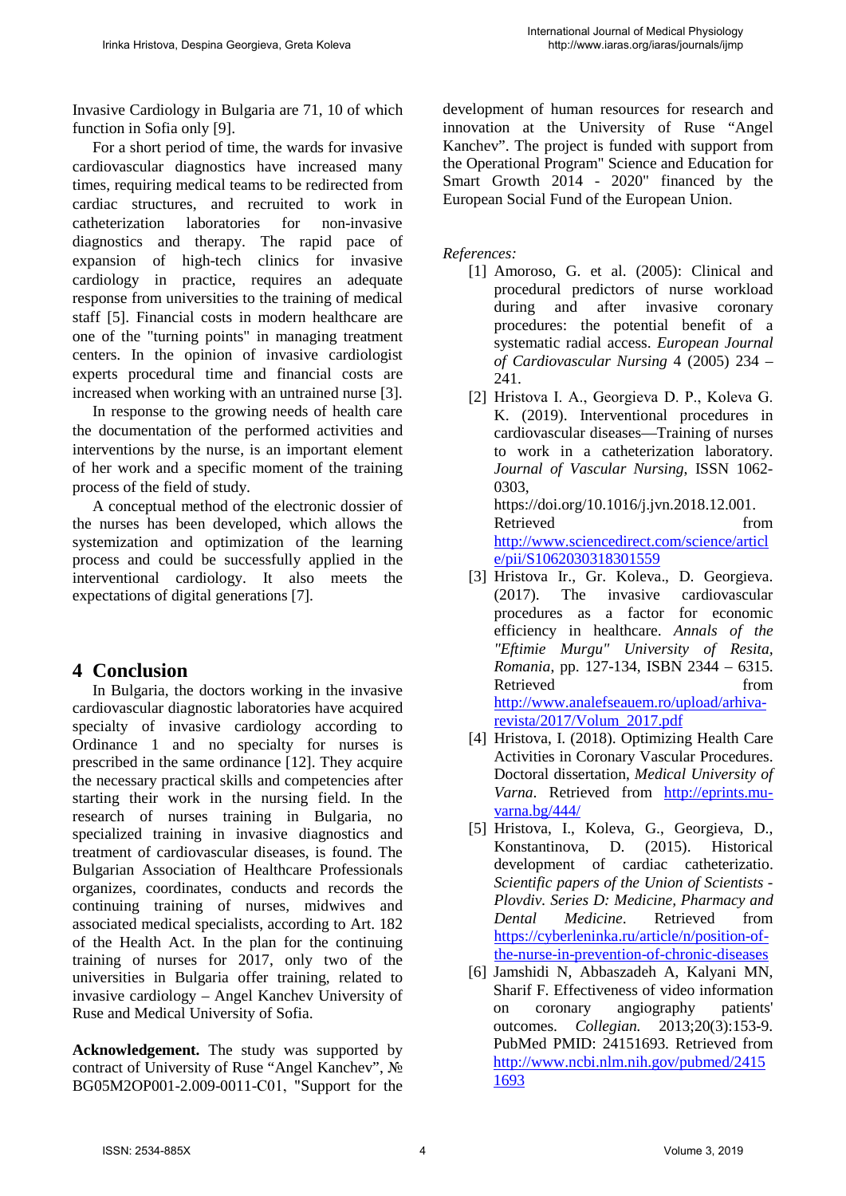Invasive Cardiology in Bulgaria are 71, 10 of which function in Sofia only [9].

For a short period of time, the wards for invasive cardiovascular diagnostics have increased many times, requiring medical teams to be redirected from cardiac structures, and recruited to work in catheterization laboratories for non-invasive diagnostics and therapy. The rapid pace of expansion of high-tech clinics for invasive cardiology in practice, requires an adequate response from universities to the training of medical staff [5]. Financial costs in modern healthcare are one of the "turning points" in managing treatment centers. In the opinion of invasive cardiologist experts procedural time and financial costs are increased when working with an untrained nurse [3].

In response to the growing needs of health care the documentation of the performed activities and interventions by the nurse, is an important element of her work and a specific moment of the training process of the field of study.

A conceptual method of the electronic dossier of the nurses has been developed, which allows the systemization and optimization of the learning process and could be successfully applied in the interventional cardiology. It also meets the expectations of digital generations [7].

## 4 Conclusion

In Bulgaria, the doctors working in the invasive cardiovascular diagnostic laboratories have acquired specialty of invasive cardiology according to Ordinance 1 and no specialty for nurses is prescribed in the same ordinance [12]. They acquire the necessary practical skills and competencies after starting their work in the nursing field. In the research of nurses training in Bulgaria, no specialized training in invasive diagnostics and treatment of cardiovascular diseases, is found. The Bulgarian Association of Healthcare Professionals organizes, coordinates, conducts and records the continuing training of nurses, midwives and associated medical specialists, according to Art. 182 of the Health Act. In the plan for the continuing training of nurses for 2017, only two of the universities in Bulgaria offer training, related to invasive cardiology – Angel Kanchev University of Ruse and Medical University of Sofia.

**Acknowledgement.** The study was supported by contract of University of Ruse "Angel Kanchev", № BG05M2OP001-2.009-0011-C01, "Support for the development of human resources for research and innovation at the University of Ruse "Angel Kanchev". The project is funded with support from the Operational Program" Science and Education for Smart Growth 2014 - 2020" financed by the European Social Fund of the European Union.

*References:*

[1] Amoroso, G. et al. (2005): Clinical and procedural predictors of nurse workload during and after invasive coronary procedures: the potential benefit of a systematic radial access. *European Journal of Cardiovascular Nursing* 4 (2005) 234 – 241.

[2] Hristova I. A., Georgieva D. P., Koleva G. K. (2019). Interventional procedures in cardiovascular diseases—Training of nurses to work in a catheterization laboratory. *Journal of Vascular Nursing,* ISSN 1062-0303, https://doi.org/10.1016/j.jvn.2018.12.001. Retrieved from http://www.sciencedirect.com/science/article/pii/S1062030318301559

[3] Hristova Ir., Gr. Koleva., D. Georgieva. (2017). The invasive cardiovascular procedures as a factor for economic efficiency in healthcare. *Annals of the "Eftimie Murgu" University of Resita, Romania*, pp. 127-134, ISBN 2344 – 6315. Retrieved from http://www.analefseauem.ro/upload/arhiva-revista/2017/Volum_2017.pdf

[4] Hristova, I. (2018). Optimizing Health Care Activities in Coronary Vascular Procedures. Doctoral dissertation, *Medical University of Varna.* Retrieved from http://eprints.mu-varna.bg/444/

[5] Hristova, I., Koleva, G., Georgieva, D., Konstantinova, D. (2015). Historical development of cardiac catheterizatio. *Scientific papers of the Union of Scientists - Plovdiv. Series D: Medicine, Pharmacy and Dental Medicine.* Retrieved from https://cyberleninka.ru/article/n/position-of-the-nurse-in-prevention-of-chronic-diseases

[6] Jamshidi N, Abbaszadeh A, Kalyani MN, Sharif F. Effectiveness of video information on coronary angiography patients' outcomes. *Collegian.* 2013;20(3):153-9. PubMed PMID: 24151693. Retrieved from http://www.ncbi.nlm.nih.gov/pubmed/24151693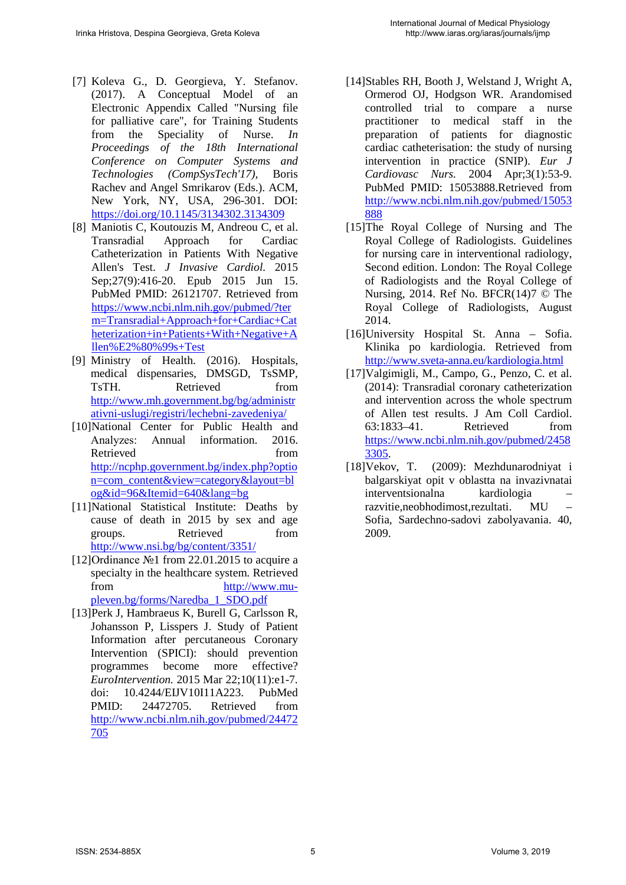[7] Koleva G., D. Georgieva, Y. Stefanov. (2017). A Conceptual Model of an Electronic Appendix Called "Nursing file for palliative care", for Training Students from the Speciality of Nurse. *In Proceedings of the 18th International Conference on Computer Systems and Technologies (CompSysTech'17),* Boris Rachev and Angel Smrikarov (Eds.). ACM, New York, NY, USA, 296-301. DOI: https://doi.org/10.1145/3134302.3134309

[8] Maniotis C, Koutouzis M, Andreou C, et al. Transradial Approach for Cardiac Catheterization in Patients With Negative Allen's Test. *J Invasive Cardiol.* 2015 Sep;27(9):416-20. Epub 2015 Jun 15. PubMed PMID: 26121707. Retrieved from https://www.ncbi.nlm.nih.gov/pubmed/?term=Transradial+Approach+for+Cardiac+Catheterization+in+Patients+With+Negative+Allen%E2%80%99s+Test

[9] Ministry of Health. (2016). Hospitals, medical dispensaries, DMSGD, TsSMP, TsTH. Retrieved from http://www.mh.government.bg/bg/administrativni-uslugi/registri/lechebni-zavedeniya/

[10]National Center for Public Health and Analyzes: Annual information. 2016. Retrieved from http://ncphp.government.bg/index.php?option=com_content&view=category&layout=blog&id=96&Itemid=640&lang=bg

[11]National Statistical Institute: Deaths by cause of death in 2015 by sex and age groups. Retrieved from http://www.nsi.bg/bg/content/3351/

[12]Ordinance №1 from 22.01.2015 to acquire a specialty in the healthcare system. Retrieved from http://www.mu-pleven.bg/forms/Naredba_1_SDO.pdf

[13]Perk J, Hambraeus K, Burell G, Carlsson R, Johansson P, Lisspers J. Study of Patient Information after percutaneous Coronary Intervention (SPICI): should prevention programmes become more effective? *EuroIntervention.* 2015 Mar 22;10(11):e1-7. doi: 10.4244/EIJV10I11A223. PubMed PMID: 24472705. Retrieved from http://www.ncbi.nlm.nih.gov/pubmed/24472705

[14]Stables RH, Booth J, Welstand J, Wright A, Ormerod OJ, Hodgson WR. Arandomised controlled trial to compare a nurse practitioner to medical staff in the preparation of patients for diagnostic cardiac catheterisation: the study of nursing intervention in practice (SNIP). *Eur J Cardiovasc Nurs.* 2004 Apr;3(1):53-9. PubMed PMID: 15053888.Retrieved from http://www.ncbi.nlm.nih.gov/pubmed/15053888

[15]The Royal College of Nursing and The Royal College of Radiologists. Guidelines for nursing care in interventional radiology, Second edition. London: The Royal College of Radiologists and the Royal College of Nursing, 2014. Ref No. BFCR(14)7 © The Royal College of Radiologists, August 2014.

[16]University Hospital St. Anna – Sofia. Klinika po kardiologia. Retrieved from http://www.sveta-anna.eu/kardiologia.html

[17]Valgimigli, M., Campo, G., Penzo, C. et al. (2014): Transradial coronary catheterization and intervention across the whole spectrum of Allen test results. J Am Coll Cardiol. 63:1833–41. Retrieved from https://www.ncbi.nlm.nih.gov/pubmed/24583305.

[18]Vekov, T. (2009): Mezhdunarodniyat i balgarskiyat opit v oblastta na invazivnatai interventsionalna kardiologia – razvitie,neobhodimost,rezultati. MU – Sofia, Sardechno-sadovi zabolyavania. 40, 2009.